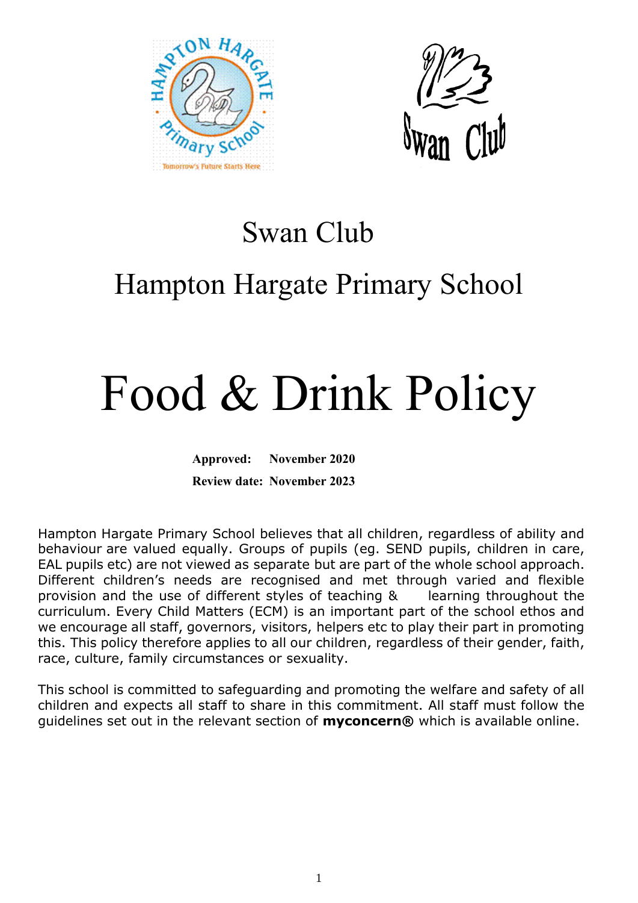# Swan Club

# Hampton Hargate Primary School

# Food & Drink Policy

**Approved: November 2020**

**Review date: November 2023**

Hampton Hargate Primary School believes that all children, regardless of ability and behaviour are valued equally. Groups of pupils (eg. SEND pupils, children in care, EAL pupils etc) are not viewed as separate but are part of the whole school approach. Different children's needs are recognised and met through varied and flexible provision and the use of different styles of teaching & learning throughout the curriculum. Every Child Matters (ECM) is an important part of the school ethos and we encourage all staff, governors, visitors, helpers etc to play their part in promoting this. This policy therefore applies to all our children, regardless of their gender, faith, race, culture, family circumstances or sexuality.

This school is committed to safeguarding and promoting the welfare and safety of all children and expects all staff to share in this commitment. All staff must follow the guidelines set out in the relevant section of **myconcern®** which is available online.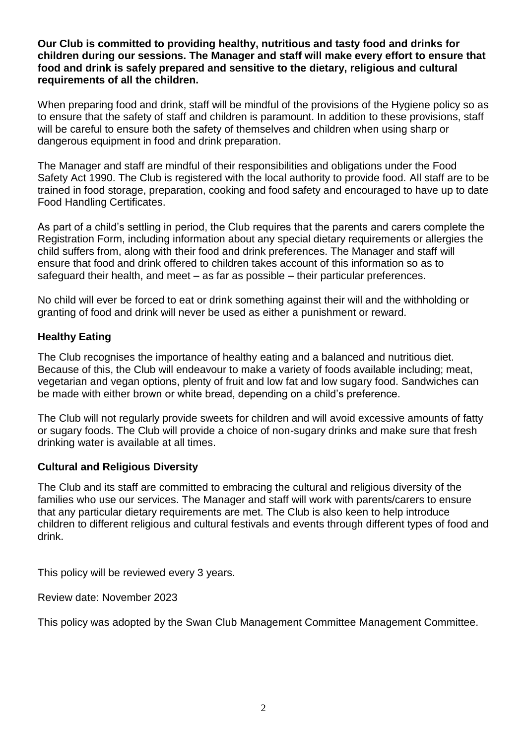**Our Club is committed to providing healthy, nutritious and tasty food and drinks for children during our sessions. The Manager and staff will make every effort to ensure that food and drink is safely prepared and sensitive to the dietary, religious and cultural requirements of all the children.**

When preparing food and drink, staff will be mindful of the provisions of the Hygiene policy so as to ensure that the safety of staff and children is paramount. In addition to these provisions, staff will be careful to ensure both the safety of themselves and children when using sharp or dangerous equipment in food and drink preparation.

The Manager and staff are mindful of their responsibilities and obligations under the Food Safety Act 1990. The Club is registered with the local authority to provide food. All staff are to be trained in food storage, preparation, cooking and food safety and encouraged to have up to date Food Handling Certificates.

As part of a child's settling in period, the Club requires that the parents and carers complete the Registration Form, including information about any special dietary requirements or allergies the child suffers from, along with their food and drink preferences. The Manager and staff will ensure that food and drink offered to children takes account of this information so as to safeguard their health, and meet – as far as possible – their particular preferences.

No child will ever be forced to eat or drink something against their will and the withholding or granting of food and drink will never be used as either a punishment or reward.

## Healthy Eating

The Club recognises the importance of healthy eating and a balanced and nutritious diet. Because of this, the Club will endeavour to make a variety of foods available including; meat, vegetarian and vegan options, plenty of fruit and low fat and low sugary food. Sandwiches can be made with either brown or white bread, depending on a child's preference.

The Club will not regularly provide sweets for children and will avoid excessive amounts of fatty or sugary foods. The Club will provide a choice of non-sugary drinks and make sure that fresh drinking water is available at all times.

## Cultural and Religious Diversity

The Club and its staff are committed to embracing the cultural and religious diversity of the families who use our services. The Manager and staff will work with parents/carers to ensure that any particular dietary requirements are met. The Club is also keen to help introduce children to different religious and cultural festivals and events through different types of food and drink.

This policy will be reviewed every 3 years.

Review date: November 2023

This policy was adopted by the Swan Club Management Committee Management Committee.